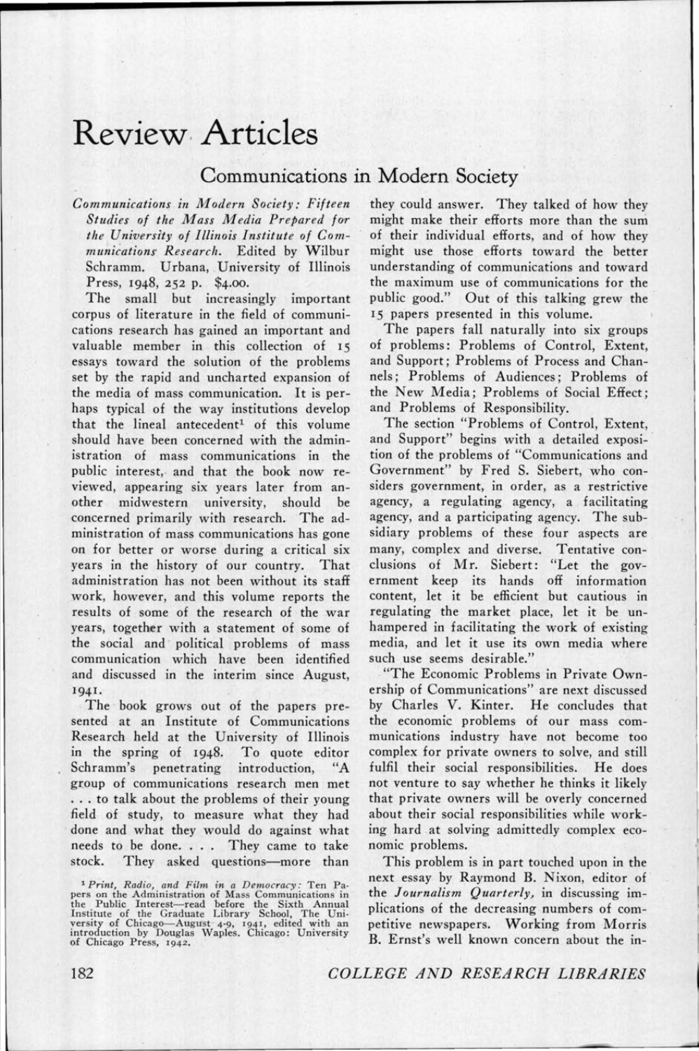# Review Articles

## Communications in Modern Society

*Communications in Modern Society: Fifteen Studies of the Mass Media Prepared for the University of Illinois Institute of Communications Research.* Edited by Wilbur Schramm. Urbana, University of Illinois Press, 1948, 252 p. $4.00.

The small but increasingly important corpus of literature in the field of communications research has gained an important and valuable member in this collection of 15 essays toward the solution of the problems set by the rapid and uncharted expansion of the media of mass communication. It is perhaps typical of the way institutions develop that the lineal antecedent[1] of this volume should have been concerned with the administration of mass communications in the public interest, and that the book now reviewed, appearing six years later from another midwestern university, should be concerned primarily with research. The administration of mass communications has gone on for better or worse during a critical six years in the history of our country. That administration has not been without its staff work, however, and this volume reports the results of some of the research of the war years, together with a statement of some of the social and political problems of mass communication which have been identified and discussed in the interim since August, 1941.

The book grows out of the papers presented at an Institute of Communications Research held at the University of Illinois in the spring of 1948. To quote editor Schramm's penetrating introduction, "A group of communications research men met . . . to talk about the problems of their young field of study, to measure what they had done and what they would do against what needs to be done. . . . They came to take stock. They asked questions—more than they could answer. They talked of how they might make their efforts more than the sum of their individual efforts, and of how they might use those efforts toward the better understanding of communications and toward the maximum use of communications for the public good." Out of this talking grew the 15 papers presented in this volume.

The papers fall naturally into six groups of problems: Problems of Control, Extent, and Support; Problems of Process and Channels; Problems of Audiences; Problems of the New Media; Problems of Social Effect; and Problems of Responsibility.

The section "Problems of Control, Extent, and Support" begins with a detailed exposition of the problems of "Communications and Government" by Fred S. Siebert, who considers government, in order, as a restrictive agency, a regulating agency, a facilitating agency, and a participating agency. The subsidiary problems of these four aspects are many, complex and diverse. Tentative conclusions of Mr. Siebert: "Let the government keep its hands off information content, let it be efficient but cautious in regulating the market place, let it be unhampered in facilitating the work of existing media, and let it use its own media where such use seems desirable."

"The Economic Problems in Private Ownership of Communications" are next discussed by Charles V. Kinter. He concludes that the economic problems of our mass communications industry have not become too complex for private owners to solve, and still fulfil their social responsibilities. He does not venture to say whether he thinks it likely that private owners will be overly concerned about their social responsibilities while working hard at solving admittedly complex economic problems.

This problem is in part touched upon in the next essay by Raymond B. Nixon, editor of the *Journalism Quarterly,* in discussing implications of the decreasing numbers of competitive newspapers. Working from Morris B. Ernst's well known concern about the in-

[1] *Print, Radio, and Film in a Democracy:* Ten Papers on the Administration of Mass Communications in the Public Interest—read before the Sixth Annual Institute of the Graduate Library School, The University of Chicago—August 4-9, 1941, edited with an introduction by Douglas Waples. Chicago: University of Chicago Press, 1942.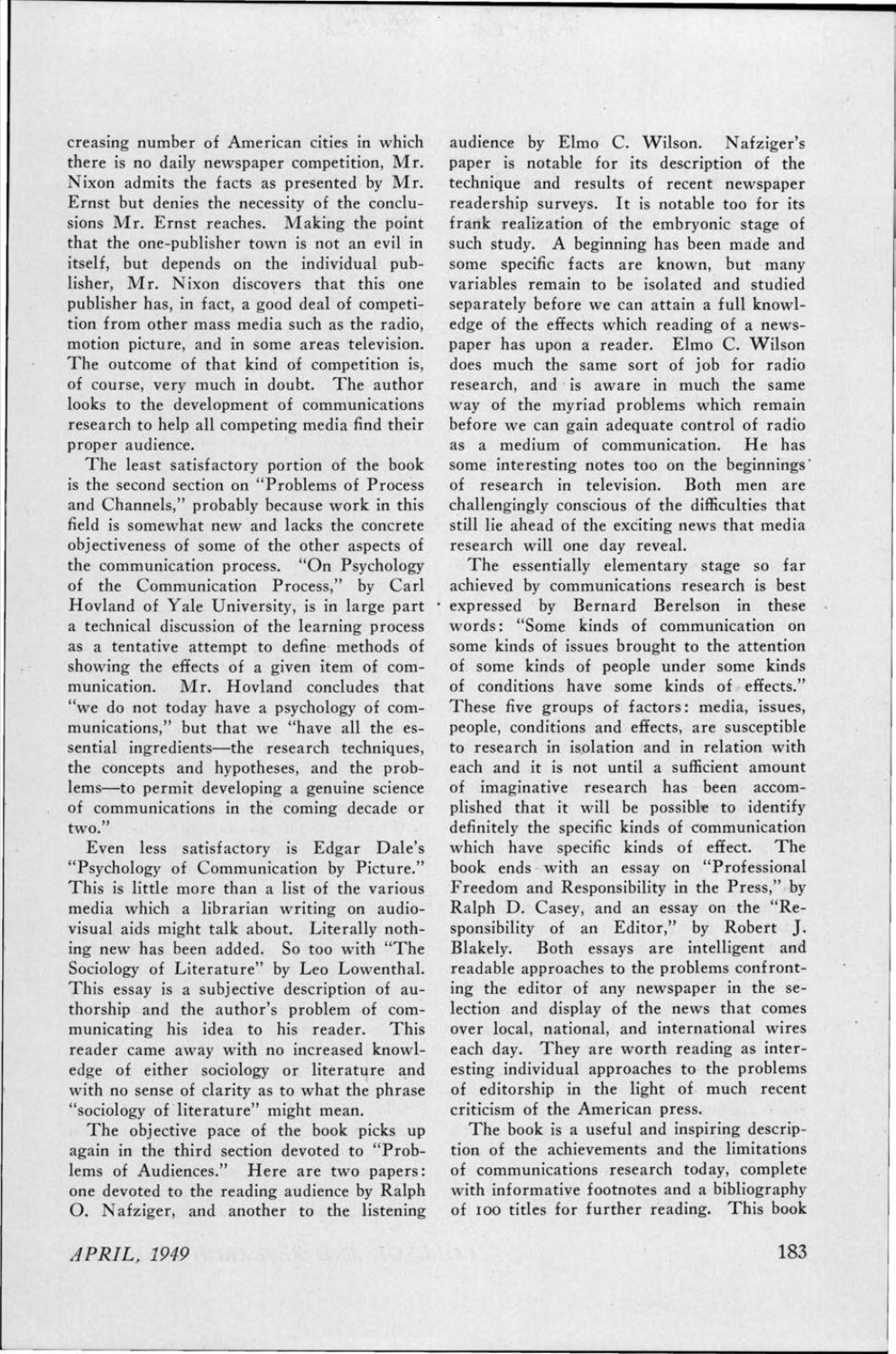creasing number of American cities in which there is no daily newspaper competition, Mr. Nixon admits the facts as presented by Mr. Ernst but denies the necessity of the conclusions Mr. Ernst reaches. Making the point that the one-publisher town is not an evil in itself, but depends on the individual publisher, Mr. Nixon discovers that this one publisher has, in fact, a good deal of competition from other mass media such as the radio, motion picture, and in some areas television. The outcome of that kind of competition is, of course, very much in doubt. The author looks to the development of communications research to help all competing media find their proper audience.

The least satisfactory portion of the book is the second section on "Problems of Process and Channels," probably because work in this field is somewhat new and lacks the concrete objectiveness of some of the other aspects of the communication process. "On Psychology of the Communication Process," by Carl Hovland of Yale University, is in large part a technical discussion of the learning process as a tentative attempt to define methods of showing the effects of a given item of communication. Mr. Hovland concludes that "we do not today have a psychology of communications," but that we "have all the essential ingredients—the research techniques, the concepts and hypotheses, and the problems—to permit developing a genuine science of communications in the coming decade or two."

Even less satisfactory is Edgar Dale's "Psychology of Communication by Picture." This is little more than a list of the various media which a librarian writing on audio-visual aids might talk about. Literally nothing new has been added. So too with "The Sociology of Literature" by Leo Lowenthal. This essay is a subjective description of authorship and the author's problem of communicating his idea to his reader. This reader came away with no increased knowledge of either sociology or literature and with no sense of clarity as to what the phrase "sociology of literature" might mean.

The objective pace of the book picks up again in the third section devoted to "Problems of Audiences." Here are two papers: one devoted to the reading audience by Ralph O. Nafziger, and another to the listening audience by Elmo C. Wilson. Nafziger's paper is notable for its description of the technique and results of recent newspaper readership surveys. It is notable too for its frank realization of the embryonic stage of such study. A beginning has been made and some specific facts are known, but many variables remain to be isolated and studied separately before we can attain a full knowledge of the effects which reading of a newspaper has upon a reader. Elmo C. Wilson does much the same sort of job for radio research, and is aware in much the same way of the myriad problems which remain before we can gain adequate control of radio as a medium of communication. He has some interesting notes too on the beginnings of research in television. Both men are challengingly conscious of the difficulties that still lie ahead of the exciting news that media research will one day reveal.

The essentially elementary stage so far achieved by communications research is best expressed by Bernard Berelson in these words: "Some kinds of communication on some kinds of issues brought to the attention of some kinds of people under some kinds of conditions have some kinds of effects." These five groups of factors: media, issues, people, conditions and effects, are susceptible to research in isolation and in relation with each and it is not until a sufficient amount of imaginative research has been accomplished that it will be possible to identify definitely the specific kinds of communication which have specific kinds of effect. The book ends with an essay on "Professional Freedom and Responsibility in the Press," by Ralph D. Casey, and an essay on the "Responsibility of an Editor," by Robert J. Blakely. Both essays are intelligent and readable approaches to the problems confronting the editor of any newspaper in the selection and display of the news that comes over local, national, and international wires each day. They are worth reading as interesting individual approaches to the problems of editorship in the light of much recent criticism of the American press.

The book is a useful and inspiring description of the achievements and the limitations of communications research today, complete with informative footnotes and a bibliography of 100 titles for further reading. This book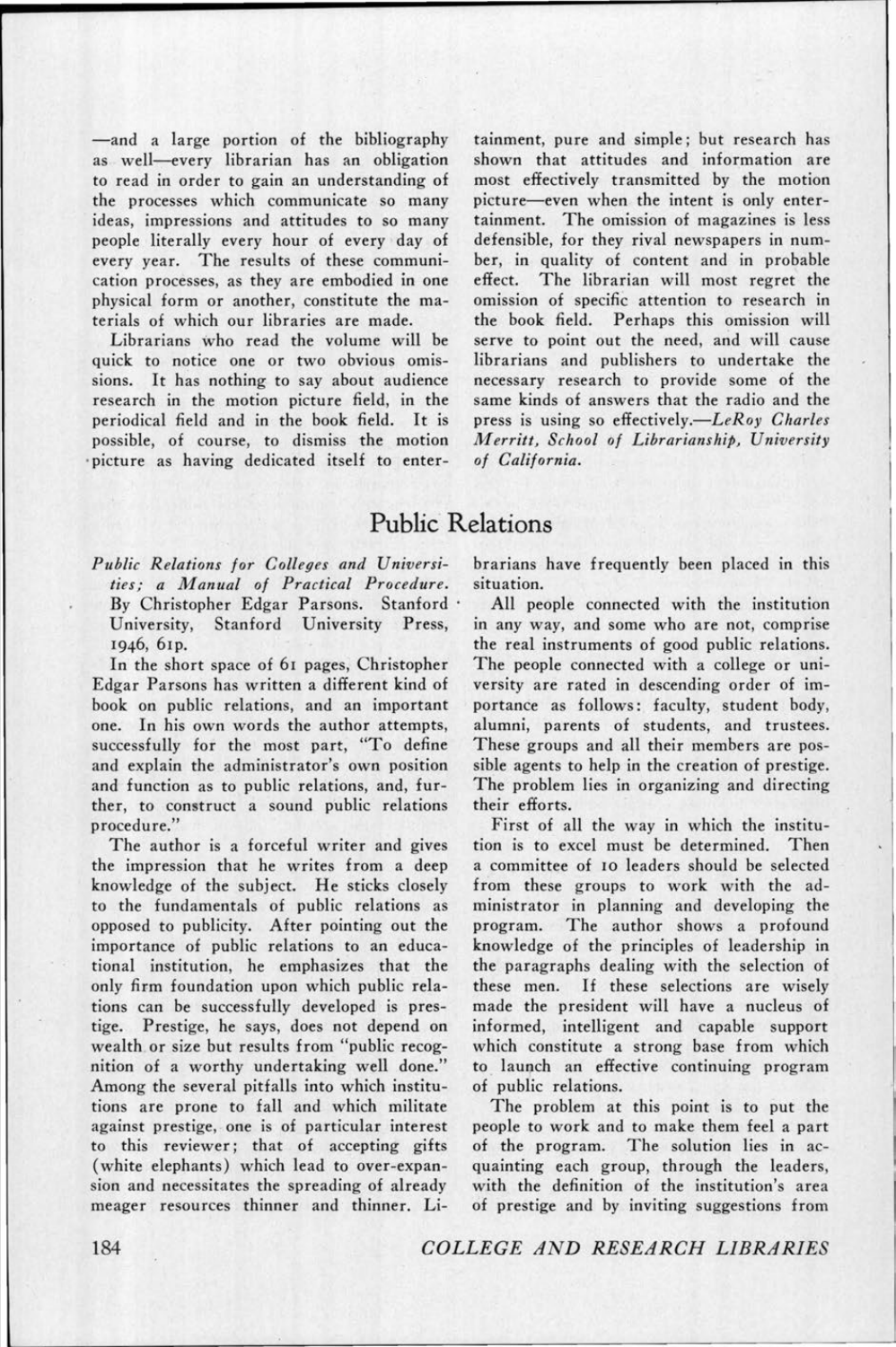—and a large portion of the bibliography as well—every librarian has an obligation to read in order to gain an understanding of the processes which communicate so many ideas, impressions and attitudes to so many people literally every hour of every day of every year. The results of these communication processes, as they are embodied in one physical form or another, constitute the materials of which our libraries are made.

Librarians who read the volume will be quick to notice one or two obvious omissions. It has nothing to say about audience research in the motion picture field, in the periodical field and in the book field. It is possible, of course, to dismiss the motion picture as having dedicated itself to entertainment, pure and simple; but research has shown that attitudes and information are most effectively transmitted by the motion picture—even when the intent is only entertainment. The omission of magazines is less defensible, for they rival newspapers in number, in quality of content and in probable effect. The librarian will most regret the omission of specific attention to research in the book field. Perhaps this omission will serve to point out the need, and will cause librarians and publishers to undertake the necessary research to provide some of the same kinds of answers that the radio and the press is using so effectively.—*LeRoy Charles Merritt, School of Librarianship, University of California.*

## Public Relations

*Public Relations for Colleges and Universities; a Manual of Practical Procedure.* By Christopher Edgar Parsons. Stanford University, Stanford University Press, 1946, 61p.

In the short space of 61 pages, Christopher Edgar Parsons has written a different kind of book on public relations, and an important one. In his own words the author attempts, successfully for the most part, "To define and explain the administrator's own position and function as to public relations, and, further, to construct a sound public relations procedure."

The author is a forceful writer and gives the impression that he writes from a deep knowledge of the subject. He sticks closely to the fundamentals of public relations as opposed to publicity. After pointing out the importance of public relations to an educational institution, he emphasizes that the only firm foundation upon which public relations can be successfully developed is prestige. Prestige, he says, does not depend on wealth or size but results from "public recognition of a worthy undertaking well done." Among the several pitfalls into which institutions are prone to fall and which militate against prestige, one is of particular interest to this reviewer; that of accepting gifts (white elephants) which lead to over-expansion and necessitates the spreading of already meager resources thinner and thinner. Librarians have frequently been placed in this situation.

All people connected with the institution in any way, and some who are not, comprise the real instruments of good public relations. The people connected with a college or university are rated in descending order of importance as follows: faculty, student body, alumni, parents of students, and trustees. These groups and all their members are possible agents to help in the creation of prestige. The problem lies in organizing and directing their efforts.

First of all the way in which the institution is to excel must be determined. Then a committee of 10 leaders should be selected from these groups to work with the administrator in planning and developing the program. The author shows a profound knowledge of the principles of leadership in the paragraphs dealing with the selection of these men. If these selections are wisely made the president will have a nucleus of informed, intelligent and capable support which constitute a strong base from which to launch an effective continuing program of public relations.

The problem at this point is to put the people to work and to make them feel a part of the program. The solution lies in acquainting each group, through the leaders, with the definition of the institution's area of prestige and by inviting suggestions from